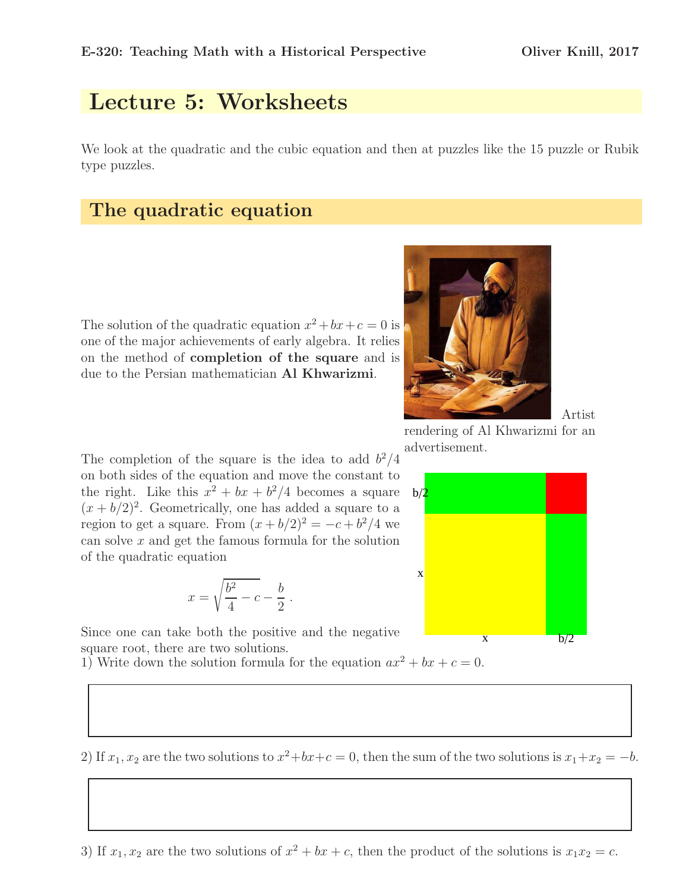# Lecture 5: Worksheets

We look at the quadratic and the cubic equation and then at puzzles like the 15 puzzle or Rubik type puzzles.

## The quadratic equation

The solution of the quadratic equation $x^2 + bx + c = 0$ is one of the major achievements of early algebra. It relies on the method of **completion of the square** and is due to the Persian mathematician **Al Khwarizmi**.

Artist rendering of Al Khwarizmi for an advertisement.

The completion of the square is the idea to add $b^2/4$ on both sides of the equation and move the constant to the right. Like this $x^2 + bx + b^2/4$ becomes a square $(x + b/2)^2$. Geometrically, one has added a square to a region to get a square. From $(x + b/2)^2 = -c + b^2/4$ we can solve $x$ and get the famous formula for the solution of the quadratic equation

$$x = \sqrt{\frac{b^2}{4} - c} - \frac{b}{2} \, .$$

Since one can take both the positive and the negative square root, there are two solutions.

1) Write down the solution formula for the equation $ax^2 + bx + c = 0$.

2) If $x_1, x_2$ are the two solutions to $x^2 + bx + c = 0$, then the sum of the two solutions is $x_1 + x_2 = -b$.

3) If $x_1, x_2$ are the two solutions of $x^2 + bx + c$, then the product of the solutions is $x_1 x_2 = c$.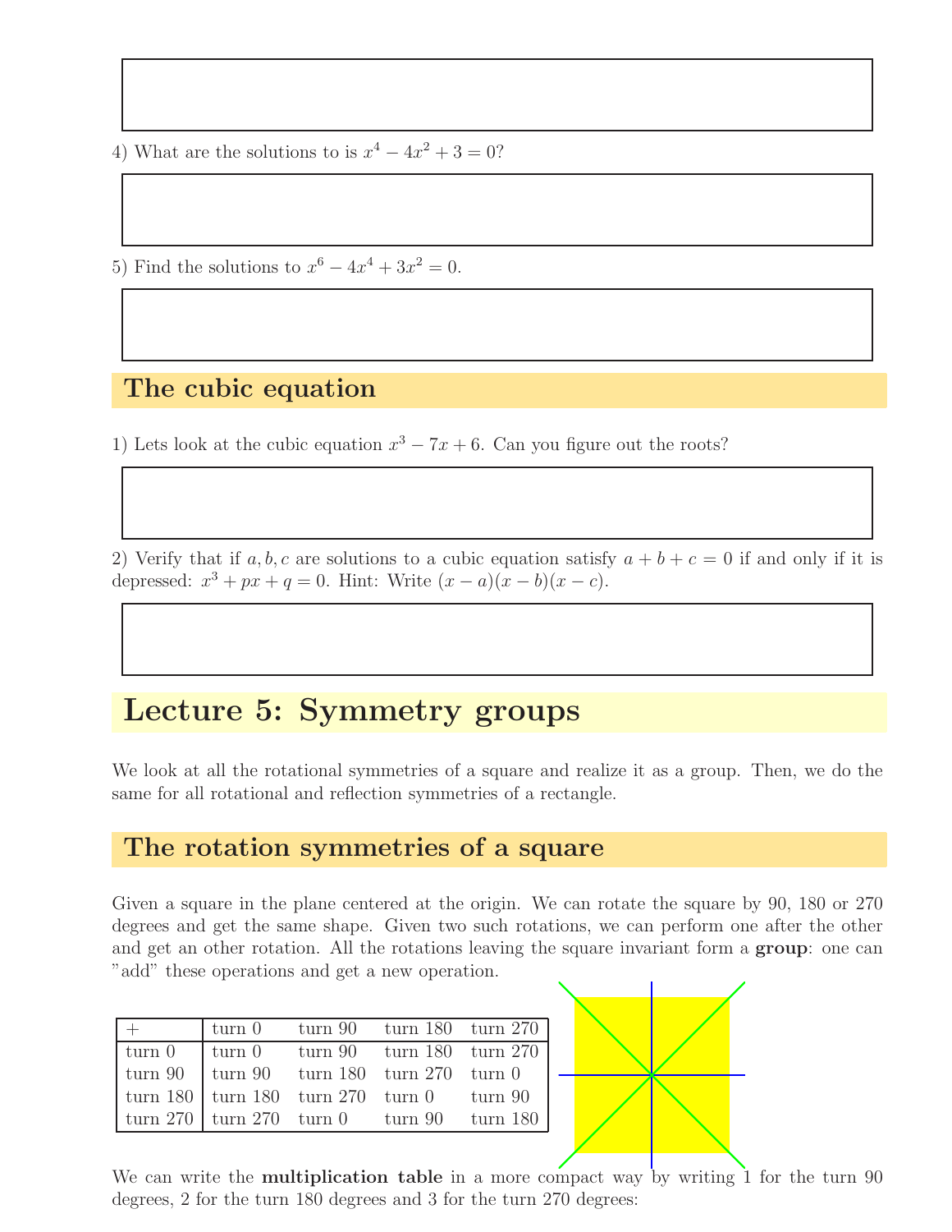4) What are the solutions to is $x^4 - 4x^2 + 3 = 0$?

5) Find the solutions to $x^6 - 4x^4 + 3x^2 = 0$.

## The cubic equation

1) Lets look at the cubic equation $x^3 - 7x + 6$. Can you figure out the roots?

2) Verify that if $a, b, c$ are solutions to a cubic equation satisfy $a + b + c = 0$ if and only if it is depressed: $x^3 + px + q = 0$. Hint: Write $(x - a)(x - b)(x - c)$.

# Lecture 5: Symmetry groups

We look at all the rotational symmetries of a square and realize it as a group. Then, we do the same for all rotational and reflection symmetries of a rectangle.

## The rotation symmetries of a square

Given a square in the plane centered at the origin. We can rotate the square by 90, 180 or 270 degrees and get the same shape. Given two such rotations, we can perform one after the other and get an other rotation. All the rotations leaving the square invariant form a **group**: one can "add" these operations and get a new operation.

| + | turn 0 | turn 90 | turn 180 | turn 270 |
|---|---|---|---|---|
| turn 0 | turn 0 | turn 90 | turn 180 | turn 270 |
| turn 90 | turn 90 | turn 180 | turn 270 | turn 0 |
| turn 180 | turn 180 | turn 270 | turn 0 | turn 90 |
| turn 270 | turn 270 | turn 0 | turn 90 | turn 180 |

We can write the **multiplication table** in a more compact way by writing 1 for the turn 90 degrees, 2 for the turn 180 degrees and 3 for the turn 270 degrees: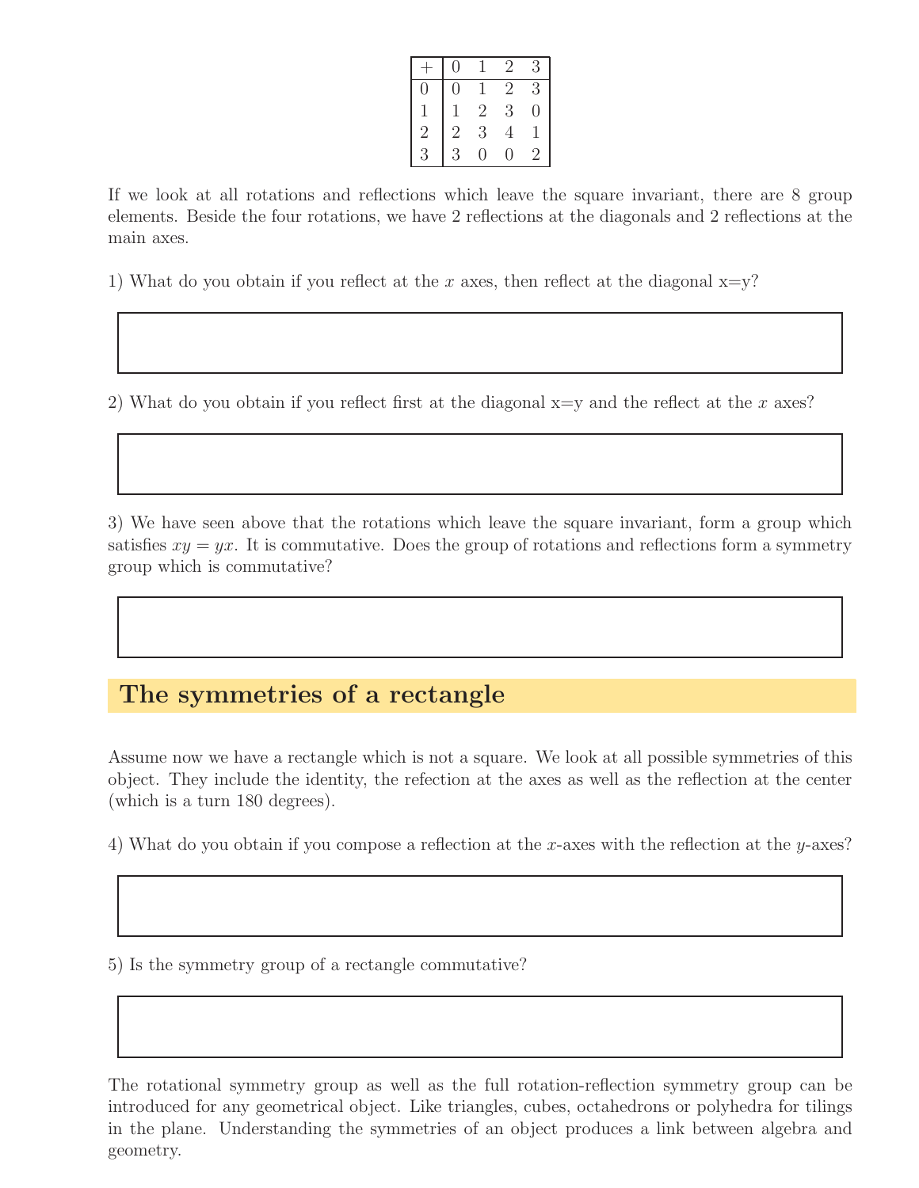| + | 0 | 1 | 2 | 3 |
|---|---|---|---|---|
| 0 | 0 | 1 | 2 | 3 |
| 1 | 1 | 2 | 3 | 0 |
| 2 | 2 | 3 | 4 | 1 |
| 3 | 3 | 0 | 0 | 2 |

If we look at all rotations and reflections which leave the square invariant, there are 8 group elements. Beside the four rotations, we have 2 reflections at the diagonals and 2 reflections at the main axes.

1) What do you obtain if you reflect at the $x$ axes, then reflect at the diagonal x=y?

2) What do you obtain if you reflect first at the diagonal x=y and the reflect at the $x$ axes?

3) We have seen above that the rotations which leave the square invariant, form a group which satisfies $xy = yx$. It is commutative. Does the group of rotations and reflections form a symmetry group which is commutative?

## The symmetries of a rectangle

Assume now we have a rectangle which is not a square. We look at all possible symmetries of this object. They include the identity, the refection at the axes as well as the reflection at the center (which is a turn 180 degrees).

4) What do you obtain if you compose a reflection at the $x$-axes with the reflection at the $y$-axes?

5) Is the symmetry group of a rectangle commutative?

The rotational symmetry group as well as the full rotation-reflection symmetry group can be introduced for any geometrical object. Like triangles, cubes, octahedrons or polyhedra for tilings in the plane. Understanding the symmetries of an object produces a link between algebra and geometry.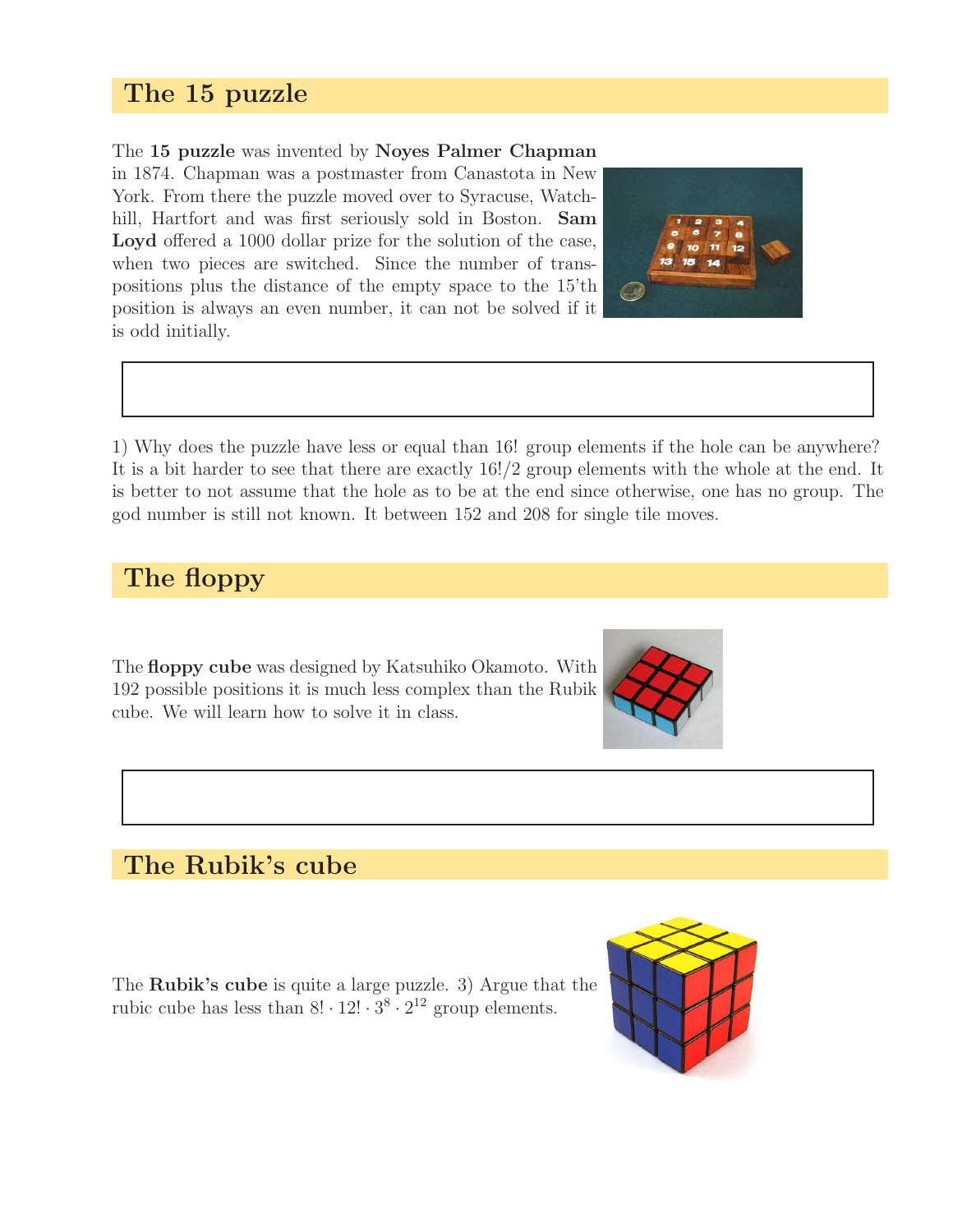## The 15 puzzle

The **15 puzzle** was invented by **Noyes Palmer Chapman** in 1874. Chapman was a postmaster from Canastota in New York. From there the puzzle moved over to Syracuse, Watchhill, Hartfort and was first seriously sold in Boston. **Sam Loyd** offered a 1000 dollar prize for the solution of the case, when two pieces are switched. Since the number of transpositions plus the distance of the empty space to the 15'th position is always an even number, it can not be solved if it is odd initially.

1) Why does the puzzle have less or equal than 16! group elements if the hole can be anywhere? It is a bit harder to see that there are exactly 16!/2 group elements with the whole at the end. It is better to not assume that the hole as to be at the end since otherwise, one has no group. The god number is still not known. It between 152 and 208 for single tile moves.

## The floppy

The **floppy cube** was designed by Katsuhiko Okamoto. With 192 possible positions it is much less complex than the Rubik cube. We will learn how to solve it in class.

## The Rubik's cube

The **Rubik's cube** is quite a large puzzle. 3) Argue that the rubic cube has less than $8! \cdot 12! \cdot 3^8 \cdot 2^{12}$ group elements.